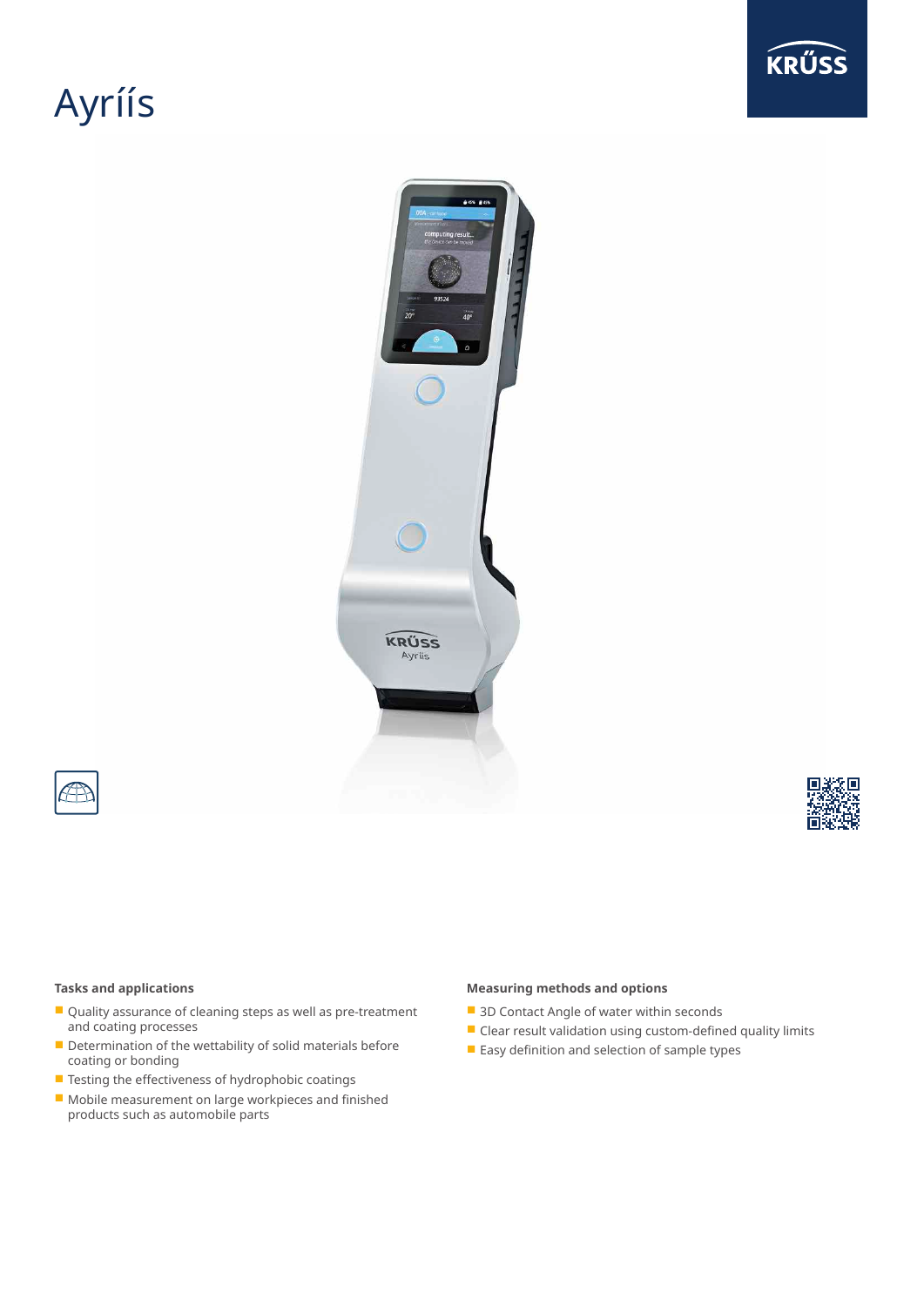# Ayriís

### Tasks and applications

- Quality assurance of cleaning steps as well as pre-treatment and coating processes
- Determination of the wettability of solid materials before coating or bonding
- Testing the effectiveness of hydrophobic coatings
- Mobile measurement on large workpieces and finished products such as automobile parts

### Measuring methods and options

- 3D Contact Angle of water within seconds
- Clear result validation using custom-defined quality limits
- Easy definition and selection of sample types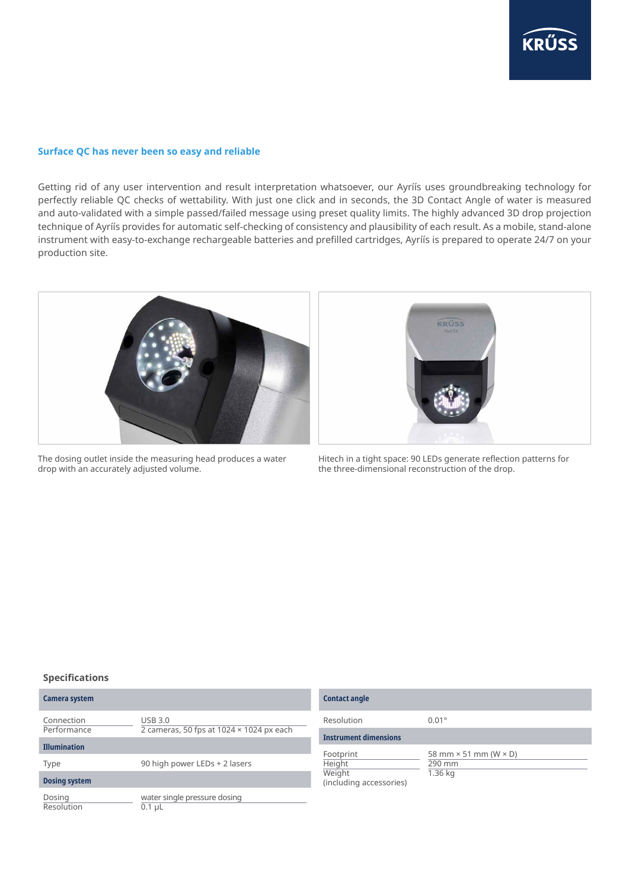### Surface QC has never been so easy and reliable

Getting rid of any user intervention and result interpretation whatsoever, our Ayríís uses groundbreaking technology for perfectly reliable QC checks of wettability. With just one click and in seconds, the 3D Contact Angle of water is measured and auto-validated with a simple passed/failed message using preset quality limits. The highly advanced 3D drop projection technique of Ayríís provides for automatic self-checking of consistency and plausibility of each result. As a mobile, stand-alone instrument with easy-to-exchange rechargeable batteries and prefilled cartridges, Ayríís is prepared to operate 24/7 on your production site.

The dosing outlet inside the measuring head produces a water drop with an accurately adjusted volume.

Hitech in a tight space: 90 LEDs generate reflection patterns for the three-dimensional reconstruction of the drop.

## Specifications

| Camera system | |
|---|---|
| Connection | USB 3.0 |
| Performance | 2 cameras, 50 fps at 1024 × 1024 px each |
| **Illumination** | |
| Type | 90 high power LEDs + 2 lasers |
| **Dosing system** | |
| Dosing | water single pressure dosing |
| Resolution | 0.1 µL |

| Contact angle | |
|---|---|
| Resolution | 0.01° |
| **Instrument dimensions** | |
| Footprint | 58 mm × 51 mm (W × D) |
| Height | 290 mm |
| Weight (including accessories) | 1.36 kg |